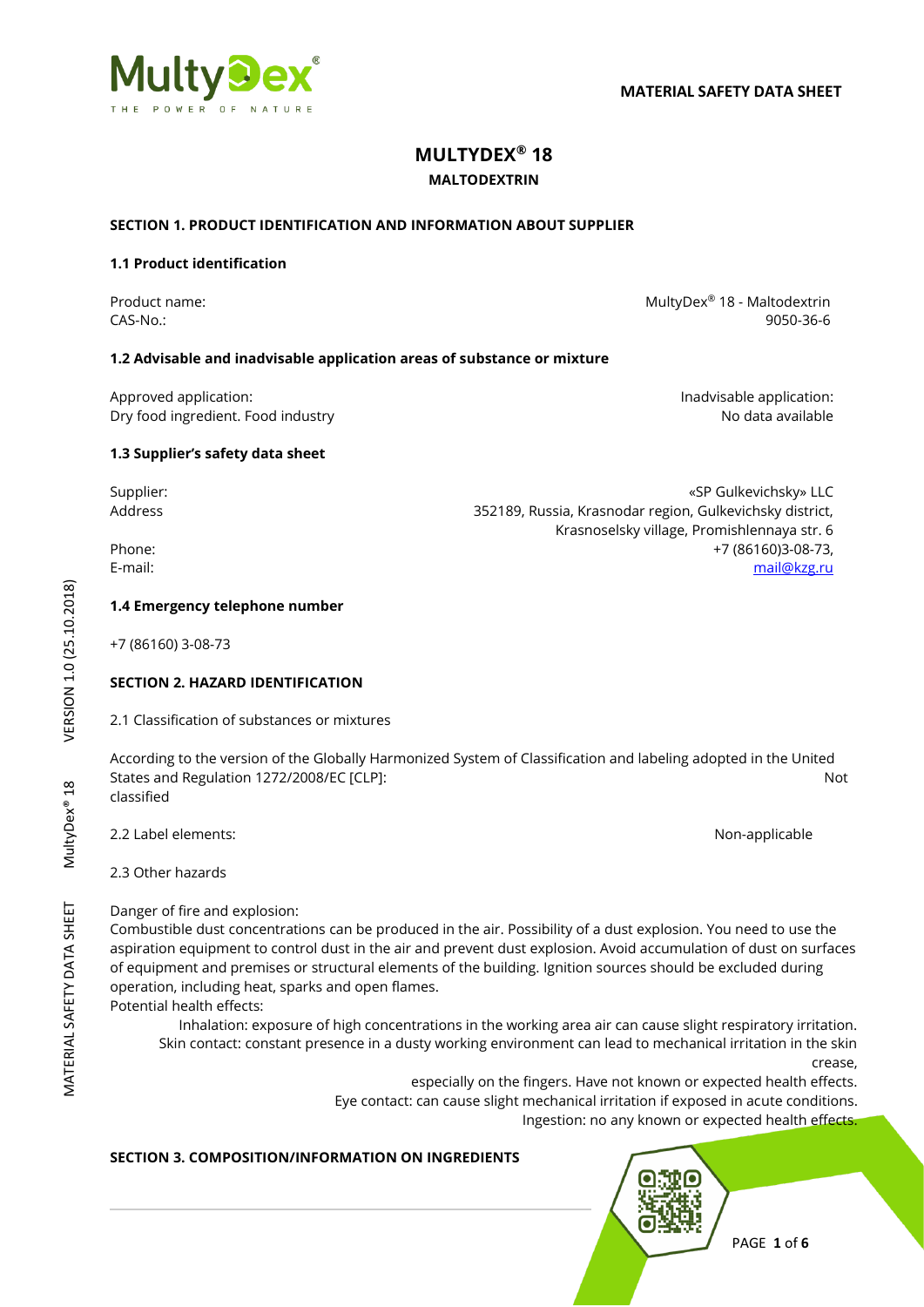**MATERIAL SAFETY DATA SHEET**

# MULTYDEX® 18

## MALTODEXTRIN

### SECTION 1. PRODUCT IDENTIFICATION AND INFORMATION ABOUT SUPPLIER

#### 1.1 Product identification

Product name: MultyDex® 18 - Maltodextrin
CAS-No.: 9050-36-6

#### 1.2 Advisable and inadvisable application areas of substance or mixture

Approved application:
Dry food ingredient. Food industry

Inadvisable application:
No data available

#### 1.3 Supplier's safety data sheet

Supplier: «SP Gulkevichsky» LLC
Address: 352189, Russia, Krasnodar region, Gulkevichsky district, Krasnoselsky village, Promishlennaya str. 6
Phone: +7 (86160)3-08-73,
E-mail: mail@kzg.ru

#### 1.4 Emergency telephone number

+7 (86160) 3-08-73

### SECTION 2. HAZARD IDENTIFICATION

2.1 Classification of substances or mixtures

According to the version of the Globally Harmonized System of Classification and labeling adopted in the United States and Regulation 1272/2008/EC [CLP]: Not classified

2.2 Label elements: Non-applicable

2.3 Other hazards

Danger of fire and explosion:
Combustible dust concentrations can be produced in the air. Possibility of a dust explosion. You need to use the aspiration equipment to control dust in the air and prevent dust explosion. Avoid accumulation of dust on surfaces of equipment and premises or structural elements of the building. Ignition sources should be excluded during operation, including heat, sparks and open flames.
Potential health effects:

Inhalation: exposure of high concentrations in the working area air can cause slight respiratory irritation.
Skin contact: constant presence in a dusty working environment can lead to mechanical irritation in the skin crease, especially on the fingers. Have not known or expected health effects.
Eye contact: can cause slight mechanical irritation if exposed in acute conditions.
Ingestion: no any known or expected health effects.

### SECTION 3. COMPOSITION/INFORMATION ON INGREDIENTS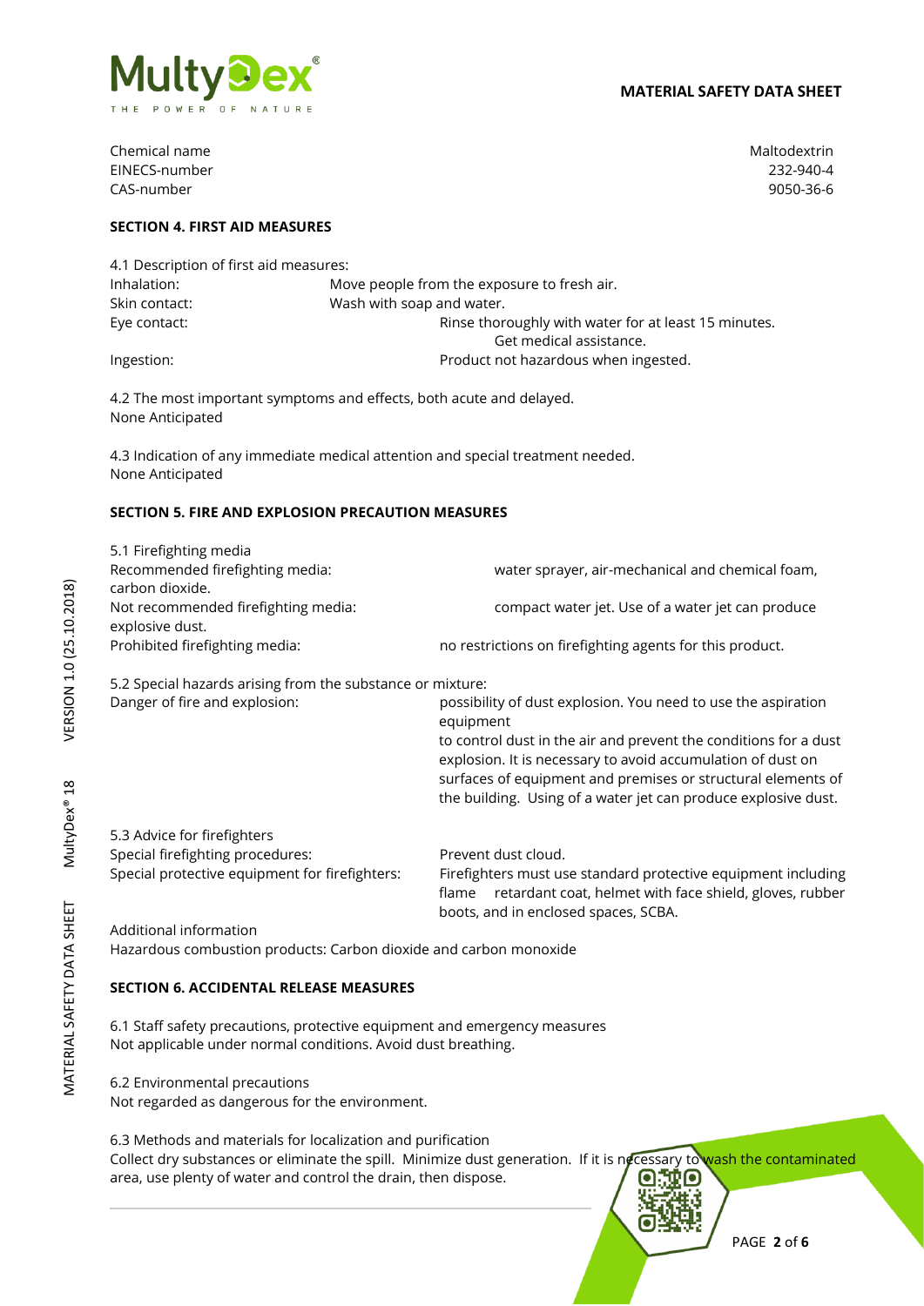| Chemical name | Maltodextrin |
| --- | --- |
| EINECS-number | 232-940-4 |
| CAS-number | 9050-36-6 |

## SECTION 4. FIRST AID MEASURES

4.1 Description of first aid measures:

| | |
| --- | --- |
| Inhalation: | Move people from the exposure to fresh air. |
| Skin contact: | Wash with soap and water. |
| Eye contact: | Rinse thoroughly with water for at least 15 minutes. Get medical assistance. |
| Ingestion: | Product not hazardous when ingested. |

4.2 The most important symptoms and effects, both acute and delayed.
None Anticipated

4.3 Indication of any immediate medical attention and special treatment needed.
None Anticipated

## SECTION 5. FIRE AND EXPLOSION PRECAUTION MEASURES

5.1 Firefighting media

| | |
| --- | --- |
| Recommended firefighting media: | water sprayer, air-mechanical and chemical foam, carbon dioxide. |
| Not recommended firefighting media: | compact water jet. Use of a water jet can produce explosive dust. |
| Prohibited firefighting media: | no restrictions on firefighting agents for this product. |

5.2 Special hazards arising from the substance or mixture:

| | |
| --- | --- |
| Danger of fire and explosion: | possibility of dust explosion. You need to use the aspiration equipment to control dust in the air and prevent the conditions for a dust explosion. It is necessary to avoid accumulation of dust on surfaces of equipment and premises or structural elements of the building. Using of a water jet can produce explosive dust. |

5.3 Advice for firefighters

| | |
| --- | --- |
| Special firefighting procedures: | Prevent dust cloud. |
| Special protective equipment for firefighters: | Firefighters must use standard protective equipment including flame retardant coat, helmet with face shield, gloves, rubber boots, and in enclosed spaces, SCBA. |

Additional information
Hazardous combustion products: Carbon dioxide and carbon monoxide

## SECTION 6. ACCIDENTAL RELEASE MEASURES

6.1 Staff safety precautions, protective equipment and emergency measures
Not applicable under normal conditions. Avoid dust breathing.

6.2 Environmental precautions
Not regarded as dangerous for the environment.

6.3 Methods and materials for localization and purification
Collect dry substances or eliminate the spill. Minimize dust generation. If it is necessary to wash the contaminated area, use plenty of water and control the drain, then dispose.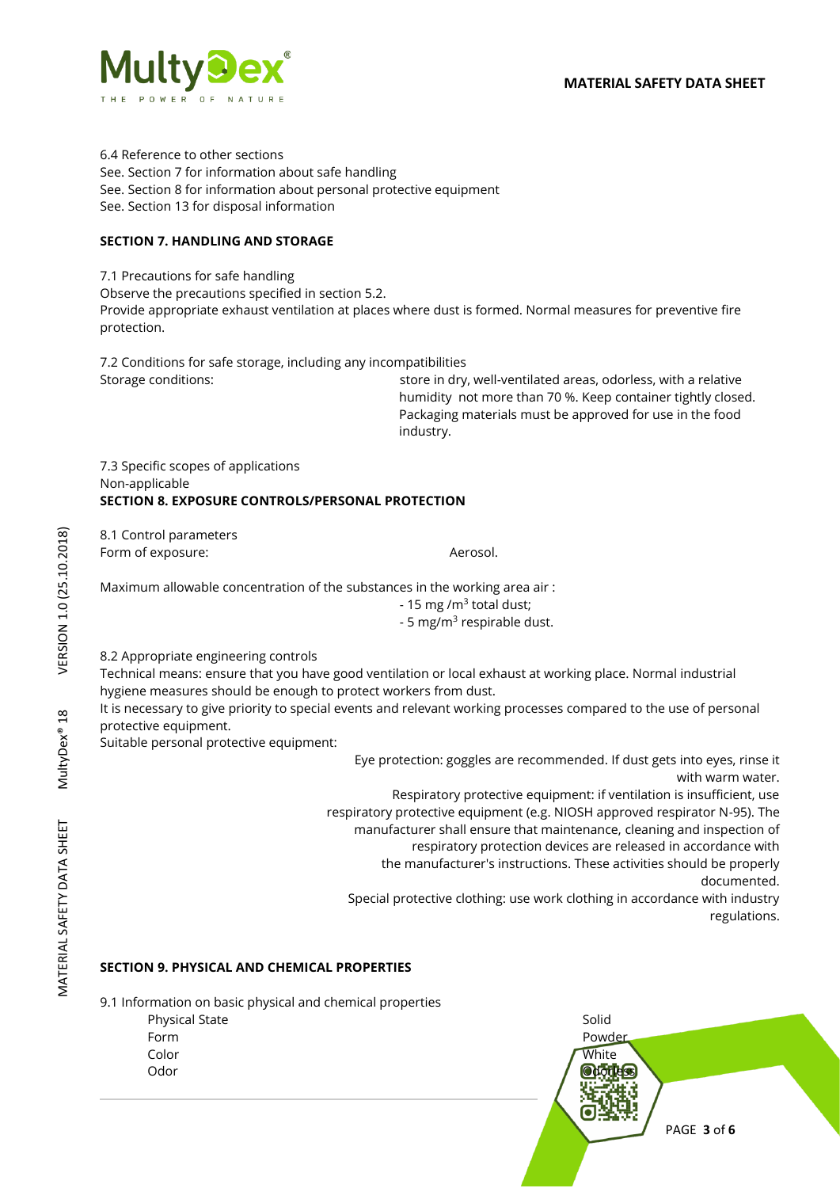6.4 Reference to other sections
See. Section 7 for information about safe handling
See. Section 8 for information about personal protective equipment
See. Section 13 for disposal information

## SECTION 7. HANDLING AND STORAGE

7.1 Precautions for safe handling
Observe the precautions specified in section 5.2.
Provide appropriate exhaust ventilation at places where dust is formed. Normal measures for preventive fire protection.

7.2 Conditions for safe storage, including any incompatibilities

| | |
|---|---|
| Storage conditions: | store in dry, well-ventilated areas, odorless, with a relative humidity not more than 70 %. Keep container tightly closed. Packaging materials must be approved for use in the food industry. |

7.3 Specific scopes of applications
Non-applicable

## SECTION 8. EXPOSURE CONTROLS/PERSONAL PROTECTION

8.1 Control parameters

| | |
|---|---|
| Form of exposure: | Aerosol. |

Maximum allowable concentration of the substances in the working area air :
- 15 mg /m$^3$ total dust;
- 5 mg/m$^3$ respirable dust.

8.2 Appropriate engineering controls
Technical means: ensure that you have good ventilation or local exhaust at working place. Normal industrial hygiene measures should be enough to protect workers from dust.
It is necessary to give priority to special events and relevant working processes compared to the use of personal protective equipment.
Suitable personal protective equipment:

Eye protection: goggles are recommended. If dust gets into eyes, rinse it with warm water.

Respiratory protective equipment: if ventilation is insufficient, use respiratory protective equipment (e.g. NIOSH approved respirator N-95). The manufacturer shall ensure that maintenance, cleaning and inspection of respiratory protection devices are released in accordance with the manufacturer's instructions. These activities should be properly documented.

Special protective clothing: use work clothing in accordance with industry regulations.

## SECTION 9. PHYSICAL AND CHEMICAL PROPERTIES

9.1 Information on basic physical and chemical properties

| | |
|---|---|
| Physical State | Solid |
| Form | Powder |
| Color | White |
| Odor | Odorless |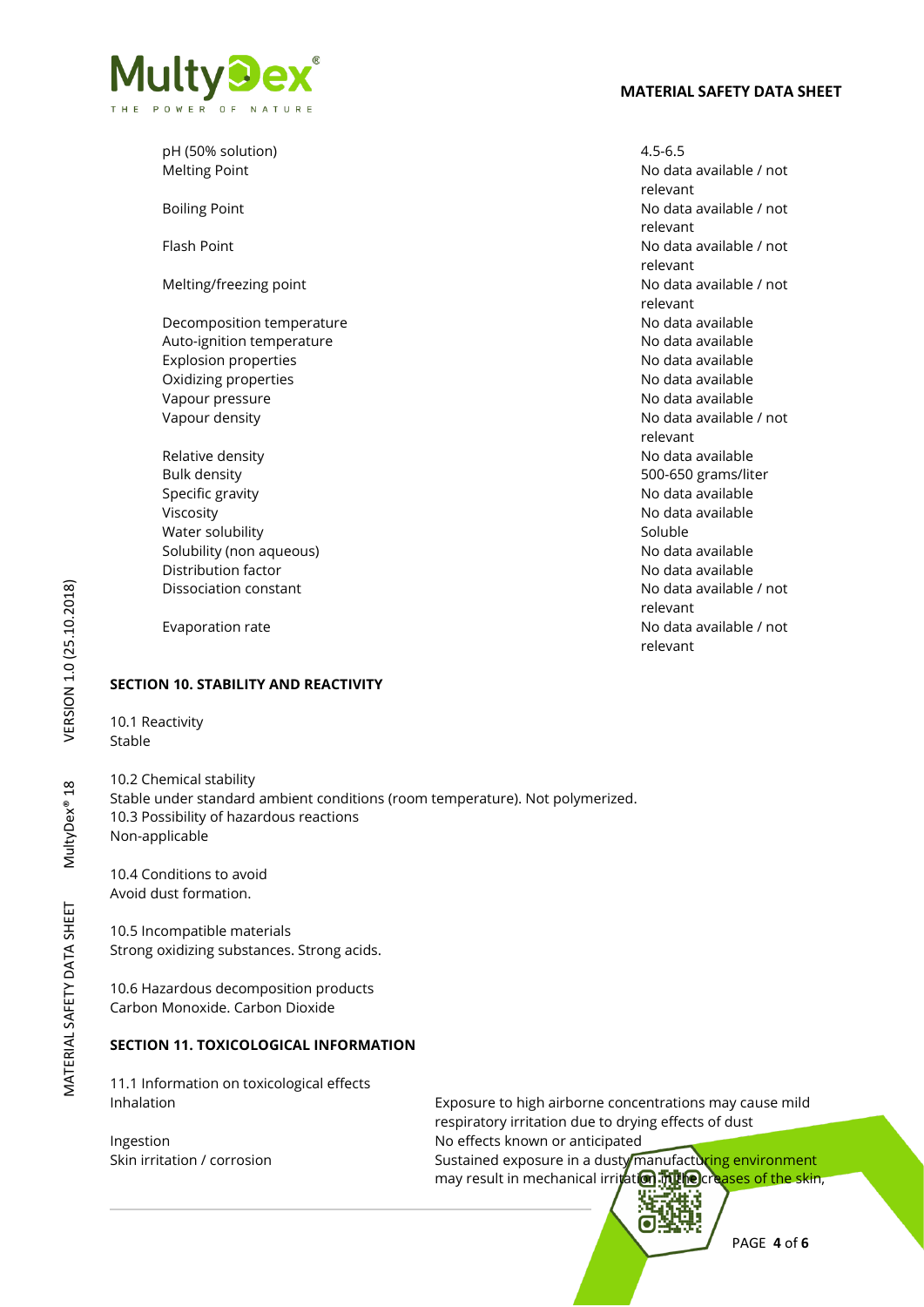| | |
|---|---|
| pH (50% solution) | 4.5-6.5 |
| Melting Point | No data available / not relevant |
| Boiling Point | No data available / not relevant |
| Flash Point | No data available / not relevant |
| Melting/freezing point | No data available / not relevant |
| Decomposition temperature | No data available |
| Auto-ignition temperature | No data available |
| Explosion properties | No data available |
| Oxidizing properties | No data available |
| Vapour pressure | No data available |
| Vapour density | No data available / not relevant |
| Relative density | No data available |
| Bulk density | 500-650 grams/liter |
| Specific gravity | No data available |
| Viscosity | No data available |
| Water solubility | Soluble |
| Solubility (non aqueous) | No data available |
| Distribution factor | No data available |
| Dissociation constant | No data available / not relevant |
| Evaporation rate | No data available / not relevant |

## SECTION 10. STABILITY AND REACTIVITY

10.1 Reactivity
Stable

10.2 Chemical stability
Stable under standard ambient conditions (room temperature). Not polymerized.
10.3 Possibility of hazardous reactions
Non-applicable

10.4 Conditions to avoid
Avoid dust formation.

10.5 Incompatible materials
Strong oxidizing substances. Strong acids.

10.6 Hazardous decomposition products
Carbon Monoxide. Carbon Dioxide

## SECTION 11. TOXICOLOGICAL INFORMATION

11.1 Information on toxicological effects

| | |
|---|---|
| Inhalation | Exposure to high airborne concentrations may cause mild respiratory irritation due to drying effects of dust |
| Ingestion | No effects known or anticipated |
| Skin irritation / corrosion | Sustained exposure in a dusty manufacturing environment may result in mechanical irritation in the creases of the skin, |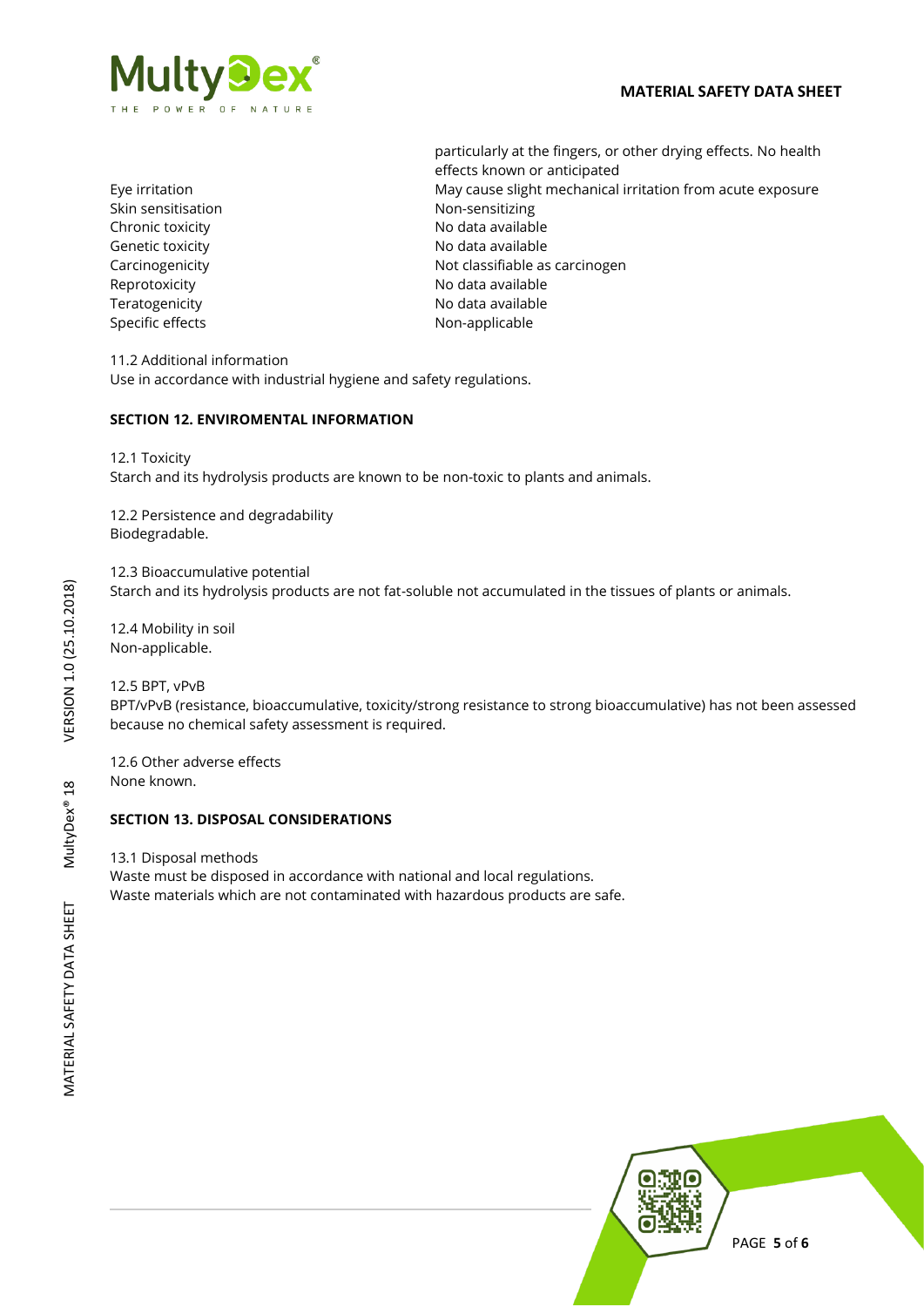| | |
|---|---|
| | particularly at the fingers, or other drying effects. No health effects known or anticipated |
| Eye irritation | May cause slight mechanical irritation from acute exposure |
| Skin sensitisation | Non-sensitizing |
| Chronic toxicity | No data available |
| Genetic toxicity | No data available |
| Carcinogenicity | Not classifiable as carcinogen |
| Reprotoxicity | No data available |
| Teratogenicity | No data available |
| Specific effects | Non-applicable |

11.2 Additional information
Use in accordance with industrial hygiene and safety regulations.

## SECTION 12. ENVIROMENTAL INFORMATION

12.1 Toxicity
Starch and its hydrolysis products are known to be non-toxic to plants and animals.

12.2 Persistence and degradability
Biodegradable.

12.3 Bioaccumulative potential
Starch and its hydrolysis products are not fat-soluble not accumulated in the tissues of plants or animals.

12.4 Mobility in soil
Non-applicable.

12.5 BPT, vPvB
BPT/vPvB (resistance, bioaccumulative, toxicity/strong resistance to strong bioaccumulative) has not been assessed because no chemical safety assessment is required.

12.6 Other adverse effects
None known.

## SECTION 13. DISPOSAL CONSIDERATIONS

13.1 Disposal methods
Waste must be disposed in accordance with national and local regulations.
Waste materials which are not contaminated with hazardous products are safe.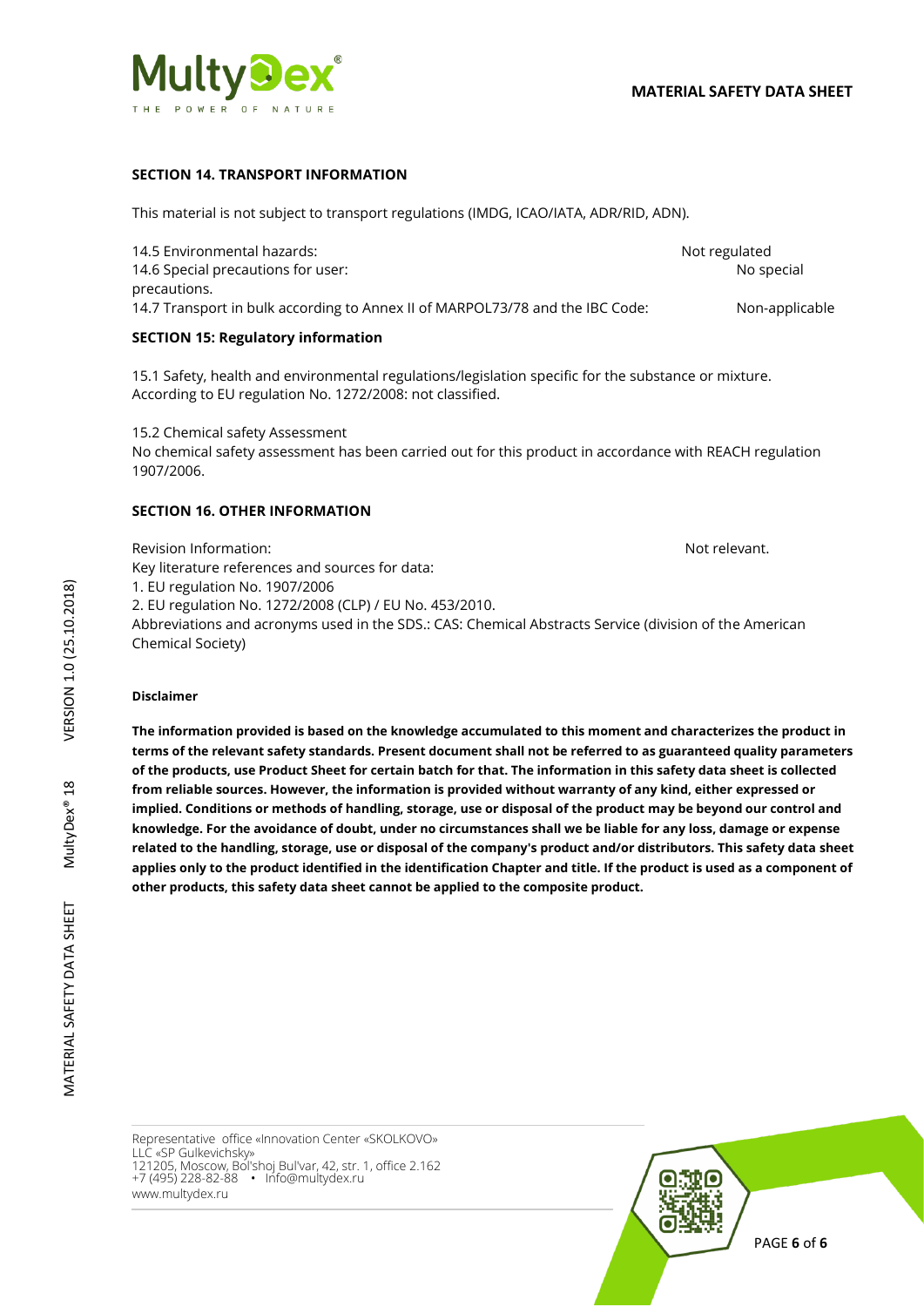## SECTION 14. TRANSPORT INFORMATION

This material is not subject to transport regulations (IMDG, ICAO/IATA, ADR/RID, ADN).

14.5 Environmental hazards: Not regulated
14.6 Special precautions for user: No special precautions.
14.7 Transport in bulk according to Annex II of MARPOL73/78 and the IBC Code: Non-applicable

## SECTION 15: Regulatory information

15.1 Safety, health and environmental regulations/legislation specific for the substance or mixture.
According to EU regulation No. 1272/2008: not classified.

15.2 Chemical safety Assessment
No chemical safety assessment has been carried out for this product in accordance with REACH regulation 1907/2006.

## SECTION 16. OTHER INFORMATION

Revision Information: Not relevant.
Key literature references and sources for data:
1. EU regulation No. 1907/2006
2. EU regulation No. 1272/2008 (CLP) / EU No. 453/2010.
Abbreviations and acronyms used in the SDS.: CAS: Chemical Abstracts Service (division of the American Chemical Society)

**Disclaimer**

**The information provided is based on the knowledge accumulated to this moment and characterizes the product in terms of the relevant safety standards. Present document shall not be referred to as guaranteed quality parameters of the products, use Product Sheet for certain batch for that. The information in this safety data sheet is collected from reliable sources. However, the information is provided without warranty of any kind, either expressed or implied. Conditions or methods of handling, storage, use or disposal of the product may be beyond our control and knowledge. For the avoidance of doubt, under no circumstances shall we be liable for any loss, damage or expense related to the handling, storage, use or disposal of the company's product and/or distributors. This safety data sheet applies only to the product identified in the identification Chapter and title. If the product is used as a component of other products, this safety data sheet cannot be applied to the composite product.**